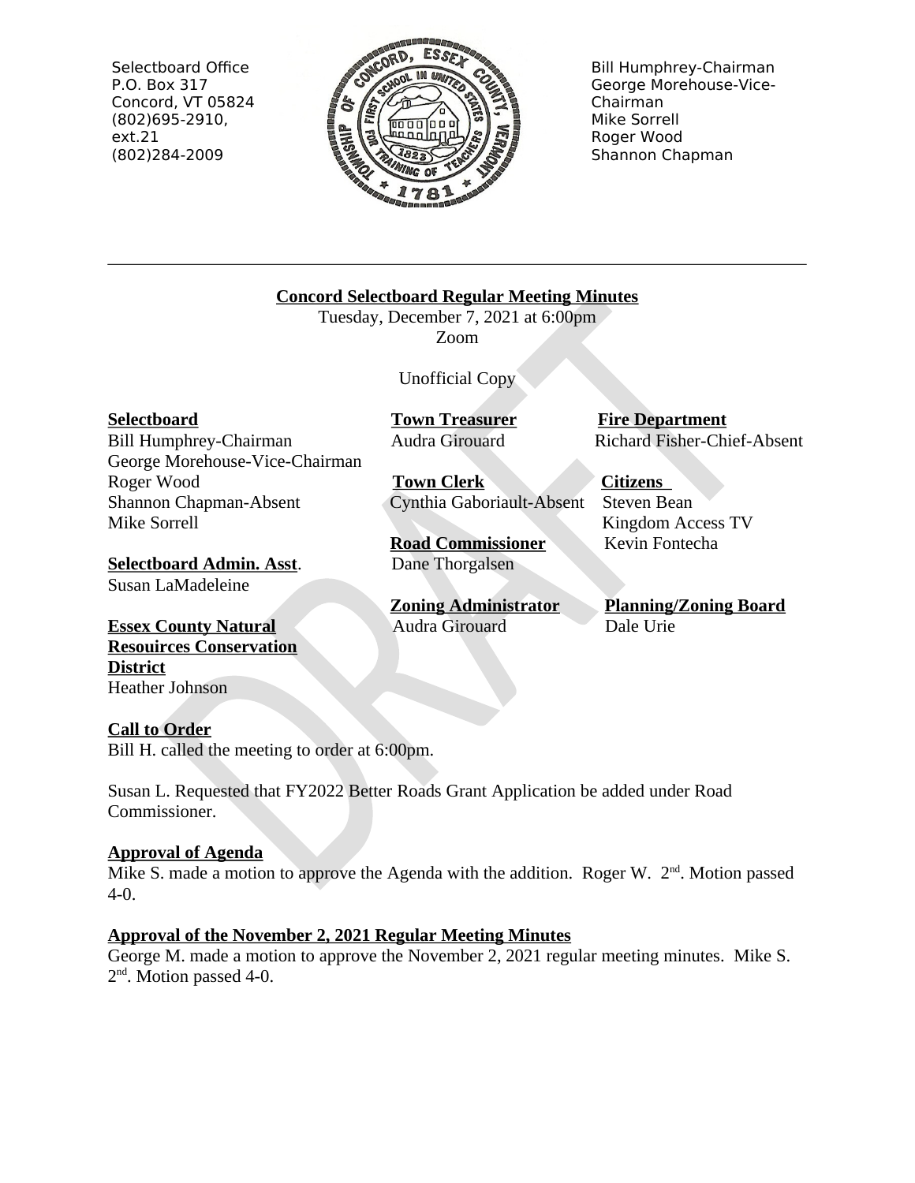Selectboard Office
P.O. Box 317
Concord, VT 05824
(802)695-2910, ext.21
(802)284-2009

Bill Humphrey-Chairman
George Morehouse-Vice-Chairman
Mike Sorrell
Roger Wood
Shannon Chapman

---

**Concord Selectboard Regular Meeting Minutes**

Tuesday, December 7, 2021 at 6:00pm

Zoom

Unofficial Copy

**Selectboard**
Bill Humphrey-Chairman
George Morehouse-Vice-Chairman
Roger Wood
Shannon Chapman-Absent
Mike Sorrell

**Selectboard Admin. Asst**.
Susan LaMadeleine

**Essex County Natural Resouirces Conservation District**
Heather Johnson

**Town Treasurer**
Audra Girouard

**Town Clerk**
Cynthia Gaboriault-Absent

**Road Commissioner**
Dane Thorgalsen

**Zoning Administrator**
Audra Girouard

**Fire Department**
Richard Fisher-Chief-Absent

**Citizens**
Steven Bean
Kingdom Access TV
Kevin Fontecha

**Planning/Zoning Board**
Dale Urie

**Call to Order**

Bill H. called the meeting to order at 6:00pm.

Susan L. Requested that FY2022 Better Roads Grant Application be added under Road Commissioner.

**Approval of Agenda**

Mike S. made a motion to approve the Agenda with the addition. Roger W. 2nd. Motion passed 4-0.

**Approval of the November 2, 2021 Regular Meeting Minutes**

George M. made a motion to approve the November 2, 2021 regular meeting minutes. Mike S. 2nd. Motion passed 4-0.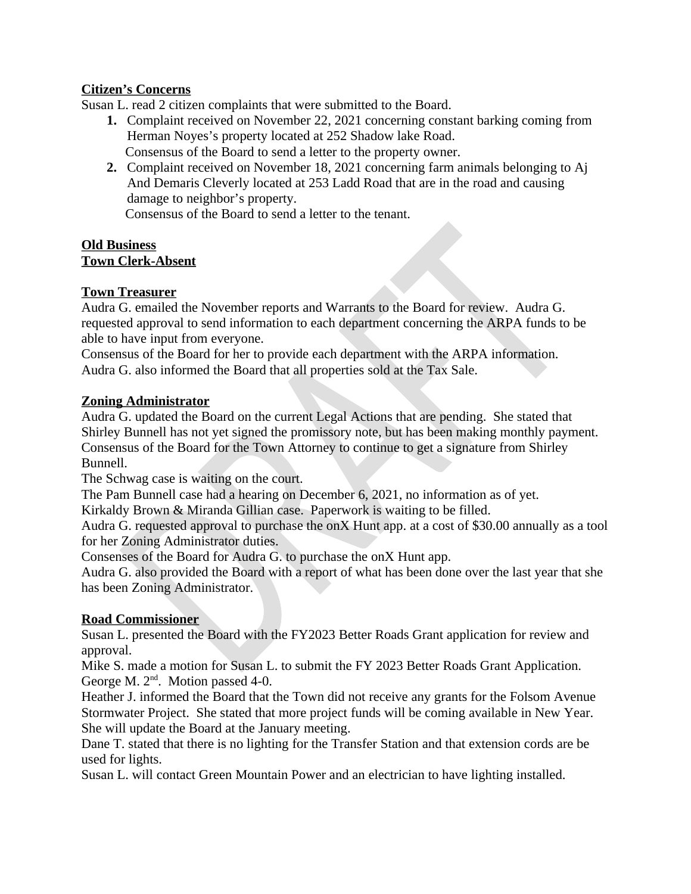**Citizen's Concerns**

Susan L. read 2 citizen complaints that were submitted to the Board.

1. Complaint received on November 22, 2021 concerning constant barking coming from Herman Noyes's property located at 252 Shadow lake Road.
   Consensus of the Board to send a letter to the property owner.
2. Complaint received on November 18, 2021 concerning farm animals belonging to Aj And Demaris Cleverly located at 253 Ladd Road that are in the road and causing damage to neighbor's property.
   Consensus of the Board to send a letter to the tenant.

**Old Business**

**Town Clerk-Absent**

**Town Treasurer**

Audra G. emailed the November reports and Warrants to the Board for review. Audra G. requested approval to send information to each department concerning the ARPA funds to be able to have input from everyone.
Consensus of the Board for her to provide each department with the ARPA information.
Audra G. also informed the Board that all properties sold at the Tax Sale.

**Zoning Administrator**

Audra G. updated the Board on the current Legal Actions that are pending. She stated that Shirley Bunnell has not yet signed the promissory note, but has been making monthly payment.
Consensus of the Board for the Town Attorney to continue to get a signature from Shirley Bunnell.
The Schwag case is waiting on the court.
The Pam Bunnell case had a hearing on December 6, 2021, no information as of yet.
Kirkaldy Brown & Miranda Gillian case. Paperwork is waiting to be filled.
Audra G. requested approval to purchase the onX Hunt app. at a cost of $30.00 annually as a tool for her Zoning Administrator duties.
Consenses of the Board for Audra G. to purchase the onX Hunt app.
Audra G. also provided the Board with a report of what has been done over the last year that she has been Zoning Administrator.

**Road Commissioner**

Susan L. presented the Board with the FY2023 Better Roads Grant application for review and approval.
Mike S. made a motion for Susan L. to submit the FY 2023 Better Roads Grant Application. George M. 2nd. Motion passed 4-0.
Heather J. informed the Board that the Town did not receive any grants for the Folsom Avenue Stormwater Project. She stated that more project funds will be coming available in New Year. She will update the Board at the January meeting.
Dane T. stated that there is no lighting for the Transfer Station and that extension cords are be used for lights.
Susan L. will contact Green Mountain Power and an electrician to have lighting installed.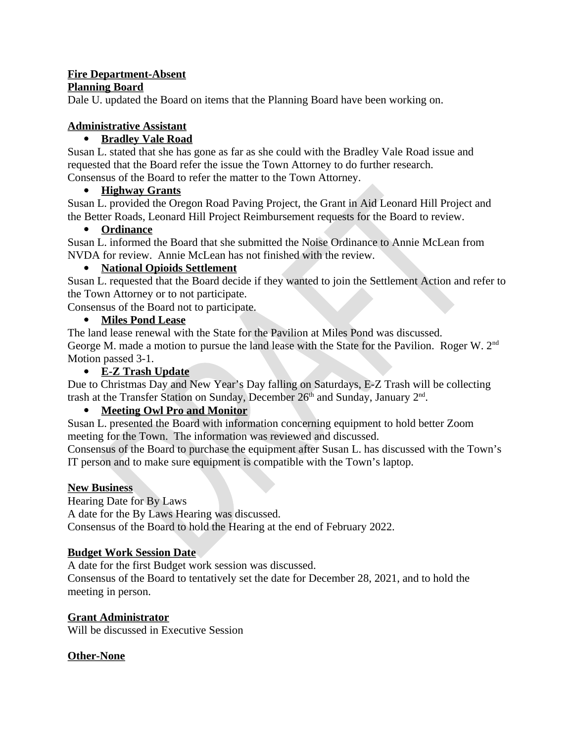**Fire Department-Absent**

**Planning Board**

Dale U. updated the Board on items that the Planning Board have been working on.

**Administrative Assistant**

- **Bradley Vale Road**

Susan L. stated that she has gone as far as she could with the Bradley Vale Road issue and requested that the Board refer the issue the Town Attorney to do further research.
Consensus of the Board to refer the matter to the Town Attorney.

- **Highway Grants**

Susan L. provided the Oregon Road Paving Project, the Grant in Aid Leonard Hill Project and the Better Roads, Leonard Hill Project Reimbursement requests for the Board to review.

- **Ordinance**

Susan L. informed the Board that she submitted the Noise Ordinance to Annie McLean from NVDA for review. Annie McLean has not finished with the review.

- **National Opioids Settlement**

Susan L. requested that the Board decide if they wanted to join the Settlement Action and refer to the Town Attorney or to not participate.
Consensus of the Board not to participate.

- **Miles Pond Lease**

The land lease renewal with the State for the Pavilion at Miles Pond was discussed.
George M. made a motion to pursue the land lease with the State for the Pavilion. Roger W. 2nd
Motion passed 3-1.

- **E-Z Trash Update**

Due to Christmas Day and New Year's Day falling on Saturdays, E-Z Trash will be collecting trash at the Transfer Station on Sunday, December 26th and Sunday, January 2nd.

- **Meeting Owl Pro and Monitor**

Susan L. presented the Board with information concerning equipment to hold better Zoom meeting for the Town. The information was reviewed and discussed.
Consensus of the Board to purchase the equipment after Susan L. has discussed with the Town's IT person and to make sure equipment is compatible with the Town's laptop.

**New Business**

Hearing Date for By Laws
A date for the By Laws Hearing was discussed.
Consensus of the Board to hold the Hearing at the end of February 2022.

**Budget Work Session Date**

A date for the first Budget work session was discussed.
Consensus of the Board to tentatively set the date for December 28, 2021, and to hold the meeting in person.

**Grant Administrator**

Will be discussed in Executive Session

**Other-None**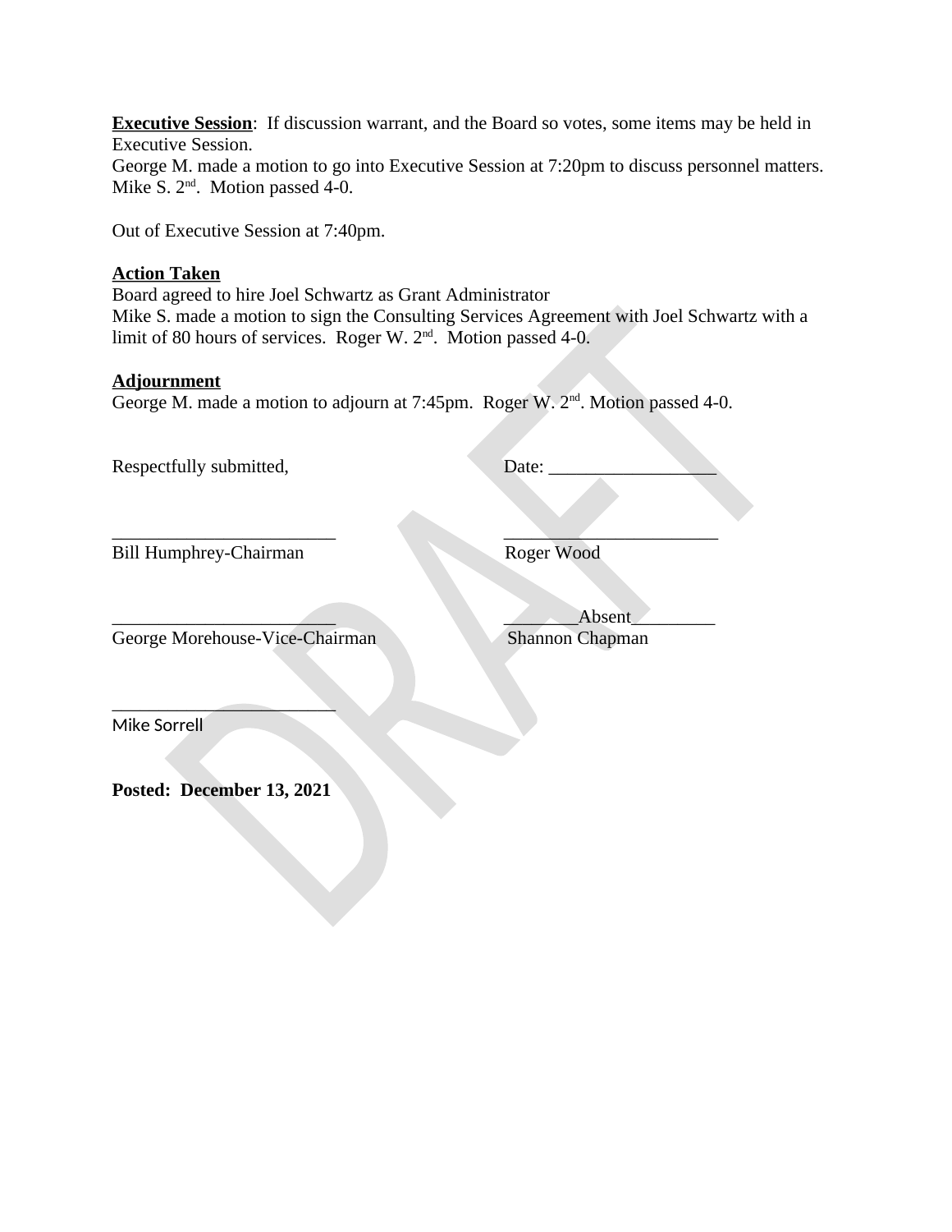**Executive Session**: If discussion warrant, and the Board so votes, some items may be held in Executive Session.
George M. made a motion to go into Executive Session at 7:20pm to discuss personnel matters. Mike S. 2nd. Motion passed 4-0.

Out of Executive Session at 7:40pm.

**Action Taken**
Board agreed to hire Joel Schwartz as Grant Administrator
Mike S. made a motion to sign the Consulting Services Agreement with Joel Schwartz with a limit of 80 hours of services. Roger W. 2nd. Motion passed 4-0.

**Adjournment**
George M. made a motion to adjourn at 7:45pm. Roger W. 2nd. Motion passed 4-0.

Respectfully submitted, Date: __________________

________________________
Bill Humphrey-Chairman

________________________
Roger Wood

________________________
George Morehouse-Vice-Chairman

________Absent________
Shannon Chapman

________________________
Mike Sorrell

**Posted: December 13, 2021**

DRAFT